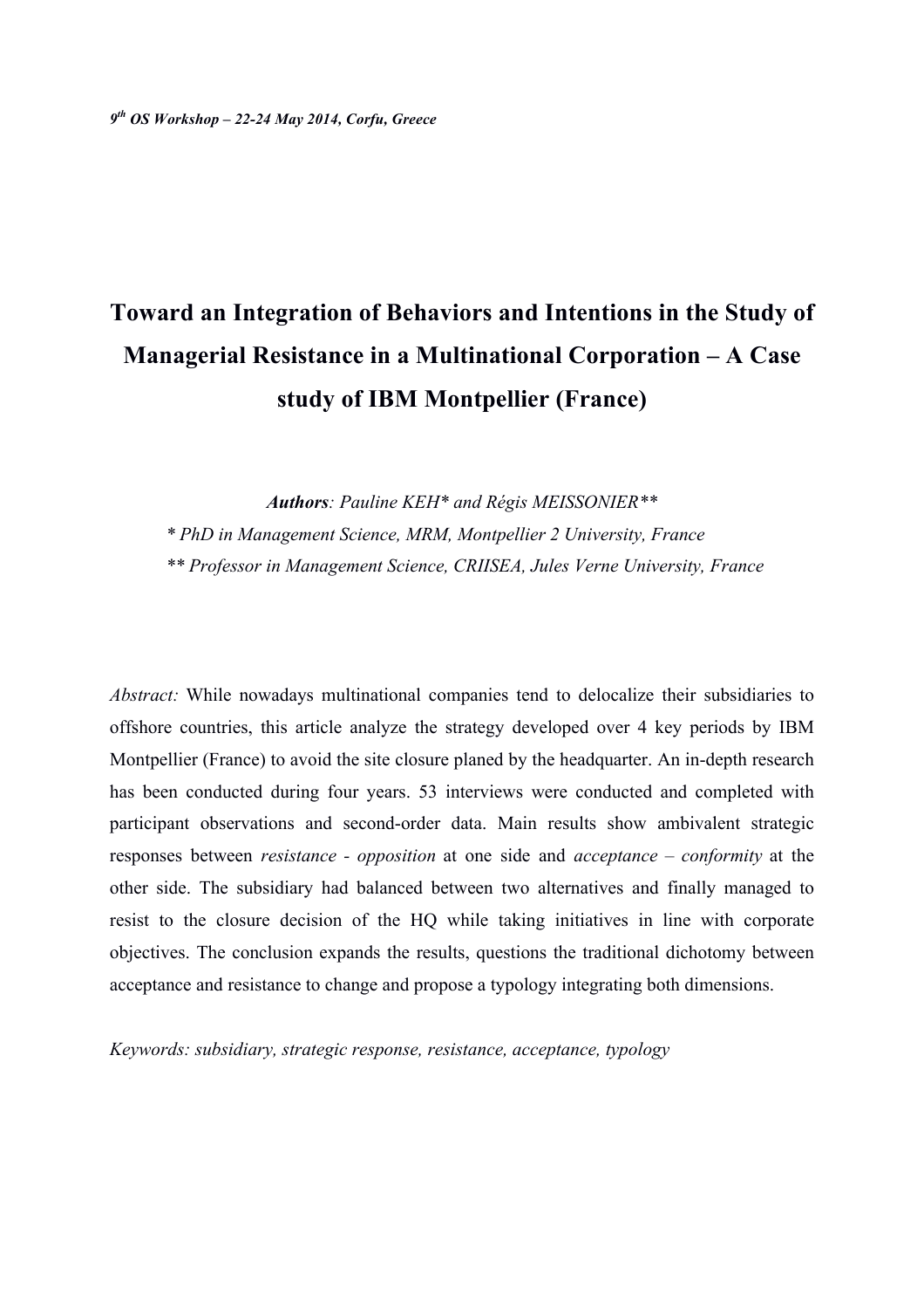*9th OS Workshop – 22-24 May 2014, Corfu, Greece*

# Toward an Integration of Behaviors and Intentions in the Study of Managerial Resistance in a Multinational Corporation – A Case study of IBM Montpellier (France)

***Authors**: Pauline KEH\* and Régis MEISSONIER\*\**

\* *PhD in Management Science, MRM, Montpellier 2 University, France*

\*\* *Professor in Management Science, CRIISEA, Jules Verne University, France*

*Abstract:* While nowadays multinational companies tend to delocalize their subsidiaries to offshore countries, this article analyze the strategy developed over 4 key periods by IBM Montpellier (France) to avoid the site closure planed by the headquarter. An in-depth research has been conducted during four years. 53 interviews were conducted and completed with participant observations and second-order data. Main results show ambivalent strategic responses between *resistance - opposition* at one side and *acceptance – conformity* at the other side. The subsidiary had balanced between two alternatives and finally managed to resist to the closure decision of the HQ while taking initiatives in line with corporate objectives. The conclusion expands the results, questions the traditional dichotomy between acceptance and resistance to change and propose a typology integrating both dimensions.

*Keywords: subsidiary, strategic response, resistance, acceptance, typology*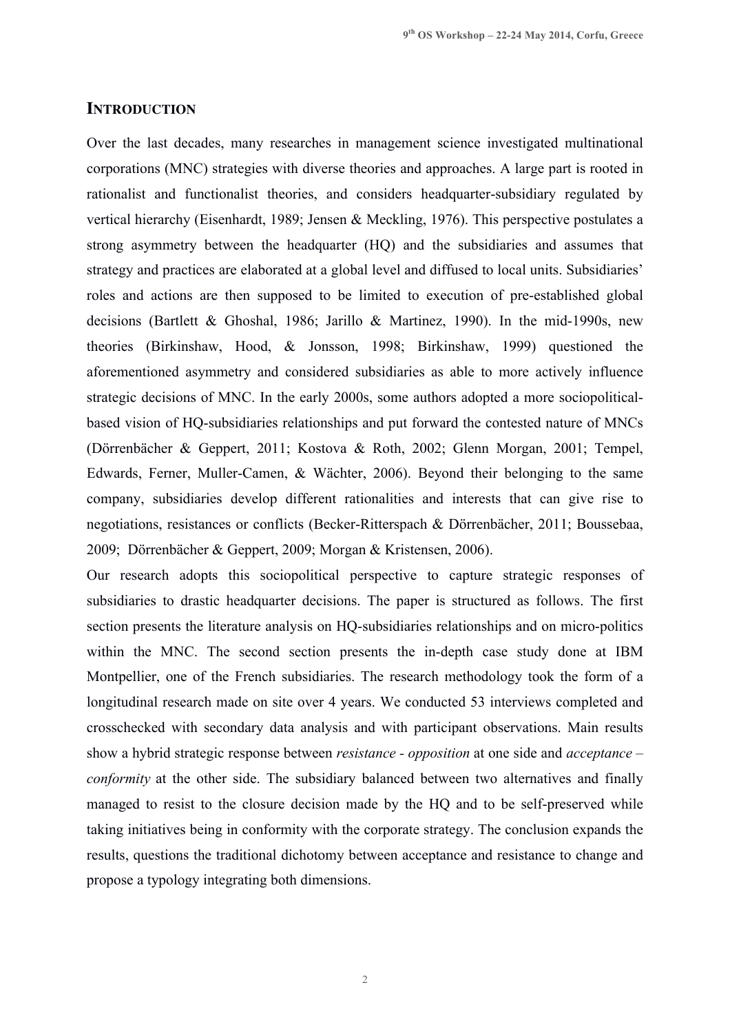## INTRODUCTION

Over the last decades, many researches in management science investigated multinational corporations (MNC) strategies with diverse theories and approaches. A large part is rooted in rationalist and functionalist theories, and considers headquarter-subsidiary regulated by vertical hierarchy (Eisenhardt, 1989; Jensen & Meckling, 1976). This perspective postulates a strong asymmetry between the headquarter (HQ) and the subsidiaries and assumes that strategy and practices are elaborated at a global level and diffused to local units. Subsidiaries' roles and actions are then supposed to be limited to execution of pre-established global decisions (Bartlett & Ghoshal, 1986; Jarillo & Martinez, 1990). In the mid-1990s, new theories (Birkinshaw, Hood, & Jonsson, 1998; Birkinshaw, 1999) questioned the aforementioned asymmetry and considered subsidiaries as able to more actively influence strategic decisions of MNC. In the early 2000s, some authors adopted a more sociopolitical-based vision of HQ-subsidiaries relationships and put forward the contested nature of MNCs (Dörrenbächer & Geppert, 2011; Kostova & Roth, 2002; Glenn Morgan, 2001; Tempel, Edwards, Ferner, Muller-Camen, & Wächter, 2006). Beyond their belonging to the same company, subsidiaries develop different rationalities and interests that can give rise to negotiations, resistances or conflicts (Becker-Ritterspach & Dörrenbächer, 2011; Boussebaa, 2009; Dörrenbächer & Geppert, 2009; Morgan & Kristensen, 2006).

Our research adopts this sociopolitical perspective to capture strategic responses of subsidiaries to drastic headquarter decisions. The paper is structured as follows. The first section presents the literature analysis on HQ-subsidiaries relationships and on micro-politics within the MNC. The second section presents the in-depth case study done at IBM Montpellier, one of the French subsidiaries. The research methodology took the form of a longitudinal research made on site over 4 years. We conducted 53 interviews completed and crosschecked with secondary data analysis and with participant observations. Main results show a hybrid strategic response between *resistance - opposition* at one side and *acceptance – conformity* at the other side. The subsidiary balanced between two alternatives and finally managed to resist to the closure decision made by the HQ and to be self-preserved while taking initiatives being in conformity with the corporate strategy. The conclusion expands the results, questions the traditional dichotomy between acceptance and resistance to change and propose a typology integrating both dimensions.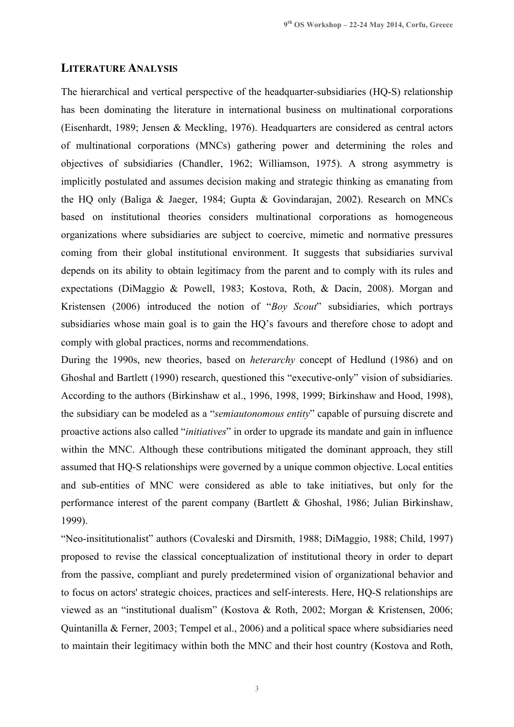## LITERATURE ANALYSIS

The hierarchical and vertical perspective of the headquarter-subsidiaries (HQ-S) relationship has been dominating the literature in international business on multinational corporations (Eisenhardt, 1989; Jensen & Meckling, 1976). Headquarters are considered as central actors of multinational corporations (MNCs) gathering power and determining the roles and objectives of subsidiaries (Chandler, 1962; Williamson, 1975). A strong asymmetry is implicitly postulated and assumes decision making and strategic thinking as emanating from the HQ only (Baliga & Jaeger, 1984; Gupta & Govindarajan, 2002). Research on MNCs based on institutional theories considers multinational corporations as homogeneous organizations where subsidiaries are subject to coercive, mimetic and normative pressures coming from their global institutional environment. It suggests that subsidiaries survival depends on its ability to obtain legitimacy from the parent and to comply with its rules and expectations (DiMaggio & Powell, 1983; Kostova, Roth, & Dacin, 2008). Morgan and Kristensen (2006) introduced the notion of "*Boy Scout*" subsidiaries, which portrays subsidiaries whose main goal is to gain the HQ's favours and therefore chose to adopt and comply with global practices, norms and recommendations.

During the 1990s, new theories, based on *heterarchy* concept of Hedlund (1986) and on Ghoshal and Bartlett (1990) research, questioned this "executive-only" vision of subsidiaries. According to the authors (Birkinshaw et al., 1996, 1998, 1999; Birkinshaw and Hood, 1998), the subsidiary can be modeled as a "*semiautonomous entity*" capable of pursuing discrete and proactive actions also called "*initiatives*" in order to upgrade its mandate and gain in influence within the MNC. Although these contributions mitigated the dominant approach, they still assumed that HQ-S relationships were governed by a unique common objective. Local entities and sub-entities of MNC were considered as able to take initiatives, but only for the performance interest of the parent company (Bartlett & Ghoshal, 1986; Julian Birkinshaw, 1999).

"Neo-insititutionalist" authors (Covaleski and Dirsmith, 1988; DiMaggio, 1988; Child, 1997) proposed to revise the classical conceptualization of institutional theory in order to depart from the passive, compliant and purely predetermined vision of organizational behavior and to focus on actors' strategic choices, practices and self-interests. Here, HQ-S relationships are viewed as an "institutional dualism" (Kostova & Roth, 2002; Morgan & Kristensen, 2006; Quintanilla & Ferner, 2003; Tempel et al., 2006) and a political space where subsidiaries need to maintain their legitimacy within both the MNC and their host country (Kostova and Roth,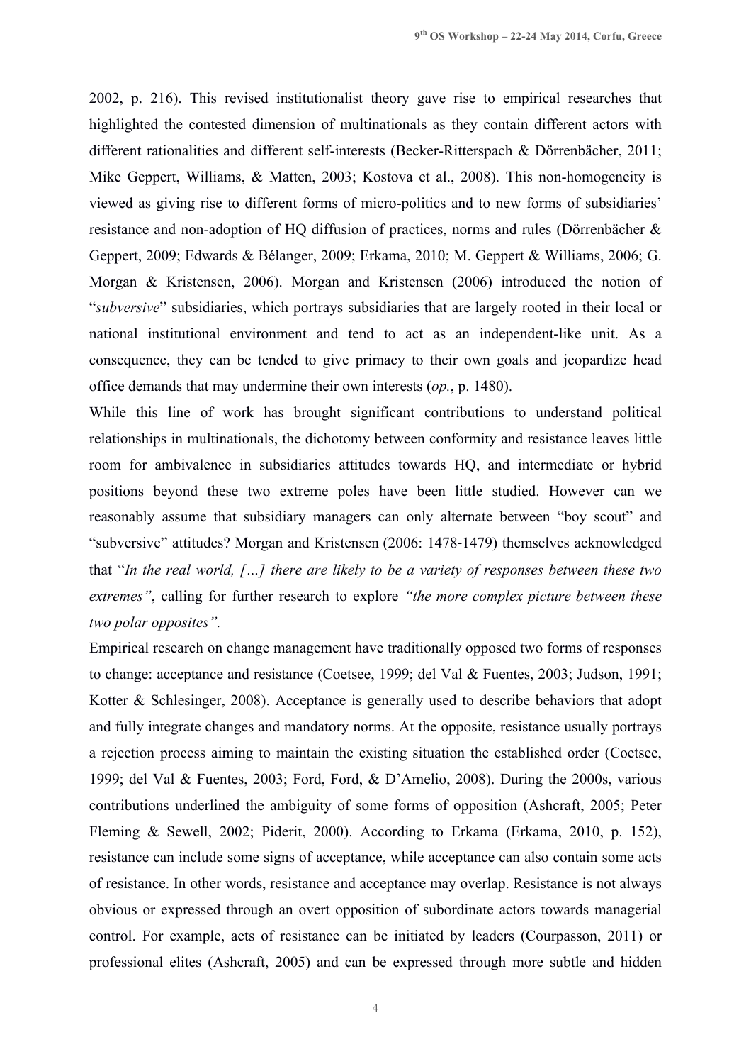2002, p. 216). This revised institutionalist theory gave rise to empirical researches that highlighted the contested dimension of multinationals as they contain different actors with different rationalities and different self-interests (Becker-Ritterspach & Dörrenbächer, 2011; Mike Geppert, Williams, & Matten, 2003; Kostova et al., 2008). This non-homogeneity is viewed as giving rise to different forms of micro-politics and to new forms of subsidiaries' resistance and non-adoption of HQ diffusion of practices, norms and rules (Dörrenbächer & Geppert, 2009; Edwards & Bélanger, 2009; Erkama, 2010; M. Geppert & Williams, 2006; G. Morgan & Kristensen, 2006). Morgan and Kristensen (2006) introduced the notion of "*subversive*" subsidiaries, which portrays subsidiaries that are largely rooted in their local or national institutional environment and tend to act as an independent-like unit. As a consequence, they can be tended to give primacy to their own goals and jeopardize head office demands that may undermine their own interests (*op.*, p. 1480).

While this line of work has brought significant contributions to understand political relationships in multinationals, the dichotomy between conformity and resistance leaves little room for ambivalence in subsidiaries attitudes towards HQ, and intermediate or hybrid positions beyond these two extreme poles have been little studied. However can we reasonably assume that subsidiary managers can only alternate between "boy scout" and "subversive" attitudes? Morgan and Kristensen (2006: 1478-1479) themselves acknowledged that "*In the real world, […] there are likely to be a variety of responses between these two extremes"*, calling for further research to explore *"the more complex picture between these two polar opposites".*

Empirical research on change management have traditionally opposed two forms of responses to change: acceptance and resistance (Coetsee, 1999; del Val & Fuentes, 2003; Judson, 1991; Kotter & Schlesinger, 2008). Acceptance is generally used to describe behaviors that adopt and fully integrate changes and mandatory norms. At the opposite, resistance usually portrays a rejection process aiming to maintain the existing situation the established order (Coetsee, 1999; del Val & Fuentes, 2003; Ford, Ford, & D'Amelio, 2008). During the 2000s, various contributions underlined the ambiguity of some forms of opposition (Ashcraft, 2005; Peter Fleming & Sewell, 2002; Piderit, 2000). According to Erkama (Erkama, 2010, p. 152), resistance can include some signs of acceptance, while acceptance can also contain some acts of resistance. In other words, resistance and acceptance may overlap. Resistance is not always obvious or expressed through an overt opposition of subordinate actors towards managerial control. For example, acts of resistance can be initiated by leaders (Courpasson, 2011) or professional elites (Ashcraft, 2005) and can be expressed through more subtle and hidden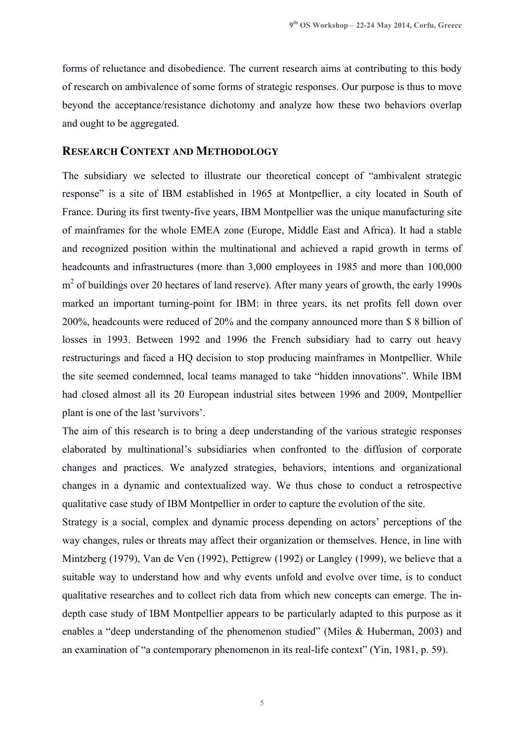forms of reluctance and disobedience. The current research aims at contributing to this body of research on ambivalence of some forms of strategic responses. Our purpose is thus to move beyond the acceptance/resistance dichotomy and analyze how these two behaviors overlap and ought to be aggregated.

## RESEARCH CONTEXT AND METHODOLOGY

The subsidiary we selected to illustrate our theoretical concept of "ambivalent strategic response" is a site of IBM established in 1965 at Montpellier, a city located in South of France. During its first twenty-five years, IBM Montpellier was the unique manufacturing site of mainframes for the whole EMEA zone (Europe, Middle East and Africa). It had a stable and recognized position within the multinational and achieved a rapid growth in terms of headcounts and infrastructures (more than 3,000 employees in 1985 and more than 100,000 $m^2$ of buildings over 20 hectares of land reserve). After many years of growth, the early 1990s marked an important turning-point for IBM: in three years, its net profits fell down over 200%, headcounts were reduced of 20% and the company announced more than $ 8 billion of losses in 1993. Between 1992 and 1996 the French subsidiary had to carry out heavy restructurings and faced a HQ decision to stop producing mainframes in Montpellier. While the site seemed condemned, local teams managed to take "hidden innovations". While IBM had closed almost all its 20 European industrial sites between 1996 and 2009, Montpellier plant is one of the last 'survivors'.

The aim of this research is to bring a deep understanding of the various strategic responses elaborated by multinational's subsidiaries when confronted to the diffusion of corporate changes and practices. We analyzed strategies, behaviors, intentions and organizational changes in a dynamic and contextualized way. We thus chose to conduct a retrospective qualitative case study of IBM Montpellier in order to capture the evolution of the site.

Strategy is a social, complex and dynamic process depending on actors' perceptions of the way changes, rules or threats may affect their organization or themselves. Hence, in line with Mintzberg (1979), Van de Ven (1992), Pettigrew (1992) or Langley (1999), we believe that a suitable way to understand how and why events unfold and evolve over time, is to conduct qualitative researches and to collect rich data from which new concepts can emerge. The in-depth case study of IBM Montpellier appears to be particularly adapted to this purpose as it enables a "deep understanding of the phenomenon studied" (Miles & Huberman, 2003) and an examination of "a contemporary phenomenon in its real-life context" (Yin, 1981, p. 59).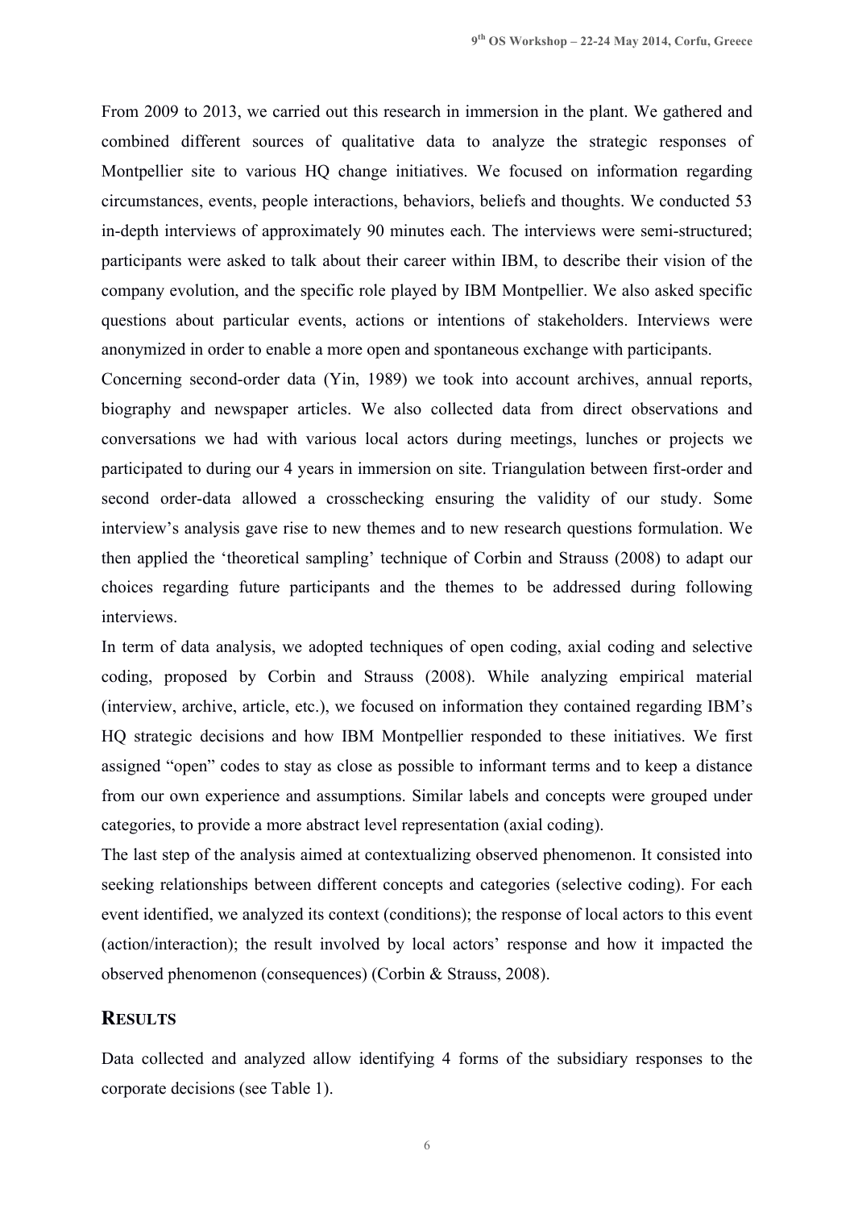From 2009 to 2013, we carried out this research in immersion in the plant. We gathered and combined different sources of qualitative data to analyze the strategic responses of Montpellier site to various HQ change initiatives. We focused on information regarding circumstances, events, people interactions, behaviors, beliefs and thoughts. We conducted 53 in-depth interviews of approximately 90 minutes each. The interviews were semi-structured; participants were asked to talk about their career within IBM, to describe their vision of the company evolution, and the specific role played by IBM Montpellier. We also asked specific questions about particular events, actions or intentions of stakeholders. Interviews were anonymized in order to enable a more open and spontaneous exchange with participants.

Concerning second-order data (Yin, 1989) we took into account archives, annual reports, biography and newspaper articles. We also collected data from direct observations and conversations we had with various local actors during meetings, lunches or projects we participated to during our 4 years in immersion on site. Triangulation between first-order and second order-data allowed a crosschecking ensuring the validity of our study. Some interview's analysis gave rise to new themes and to new research questions formulation. We then applied the 'theoretical sampling' technique of Corbin and Strauss (2008) to adapt our choices regarding future participants and the themes to be addressed during following interviews.

In term of data analysis, we adopted techniques of open coding, axial coding and selective coding, proposed by Corbin and Strauss (2008). While analyzing empirical material (interview, archive, article, etc.), we focused on information they contained regarding IBM's HQ strategic decisions and how IBM Montpellier responded to these initiatives. We first assigned "open" codes to stay as close as possible to informant terms and to keep a distance from our own experience and assumptions. Similar labels and concepts were grouped under categories, to provide a more abstract level representation (axial coding).

The last step of the analysis aimed at contextualizing observed phenomenon. It consisted into seeking relationships between different concepts and categories (selective coding). For each event identified, we analyzed its context (conditions); the response of local actors to this event (action/interaction); the result involved by local actors' response and how it impacted the observed phenomenon (consequences) (Corbin & Strauss, 2008).

## RESULTS

Data collected and analyzed allow identifying 4 forms of the subsidiary responses to the corporate decisions (see Table 1).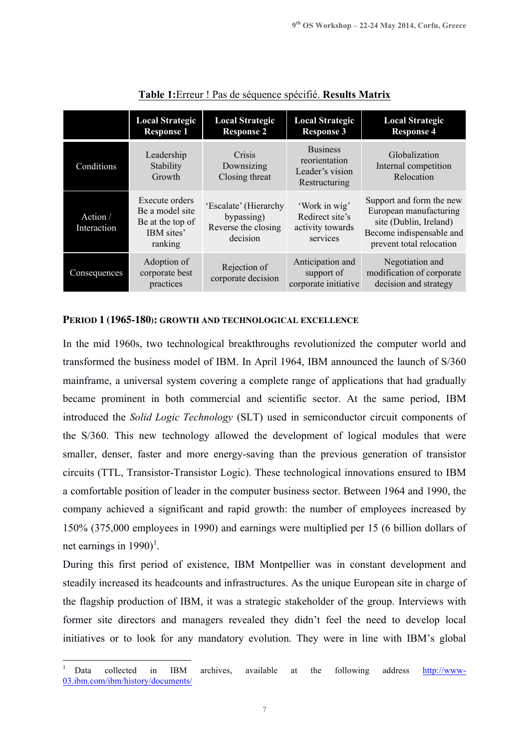**Table 1:**Erreur ! Pas de séquence spécifié. **Results Matrix**

| | **Local Strategic Response 1** | **Local Strategic Response 2** | **Local Strategic Response 3** | **Local Strategic Response 4** |
|---|---|---|---|---|
| Conditions | Leadership<br>Stability<br>Growth | Crisis<br>Downsizing<br>Closing threat | Business reorientation<br>Leader's vision<br>Restructuring | Globalization<br>Internal competition<br>Relocation |
| Action / Interaction | Execute orders<br>Be a model site<br>Be at the top of IBM sites' ranking | 'Escalate' (Hierarchy bypassing)<br>Reverse the closing decision | 'Work in wig'<br>Redirect site's activity towards services | Support and form the new European manufacturing site (Dublin, Ireland)<br>Become indispensable and prevent total relocation |
| Consequences | Adoption of corporate best practices | Rejection of corporate decision | Anticipation and support of corporate initiative | Negotiation and modification of corporate decision and strategy |

**PERIOD 1 (1965-180): GROWTH AND TECHNOLOGICAL EXCELLENCE**

In the mid 1960s, two technological breakthroughs revolutionized the computer world and transformed the business model of IBM. In April 1964, IBM announced the launch of S/360 mainframe, a universal system covering a complete range of applications that had gradually became prominent in both commercial and scientific sector. At the same period, IBM introduced the *Solid Logic Technology* (SLT) used in semiconductor circuit components of the S/360. This new technology allowed the development of logical modules that were smaller, denser, faster and more energy-saving than the previous generation of transistor circuits (TTL, Transistor-Transistor Logic). These technological innovations ensured to IBM a comfortable position of leader in the computer business sector. Between 1964 and 1990, the company achieved a significant and rapid growth: the number of employees increased by 150% (375,000 employees in 1990) and earnings were multiplied per 15 (6 billion dollars of net earnings in 1990)[1].

During this first period of existence, IBM Montpellier was in constant development and steadily increased its headcounts and infrastructures. As the unique European site in charge of the flagship production of IBM, it was a strategic stakeholder of the group. Interviews with former site directors and managers revealed they didn't feel the need to develop local initiatives or to look for any mandatory evolution. They were in line with IBM's global

[1] Data collected in IBM archives, available at the following address http://www-03.ibm.com/ibm/history/documents/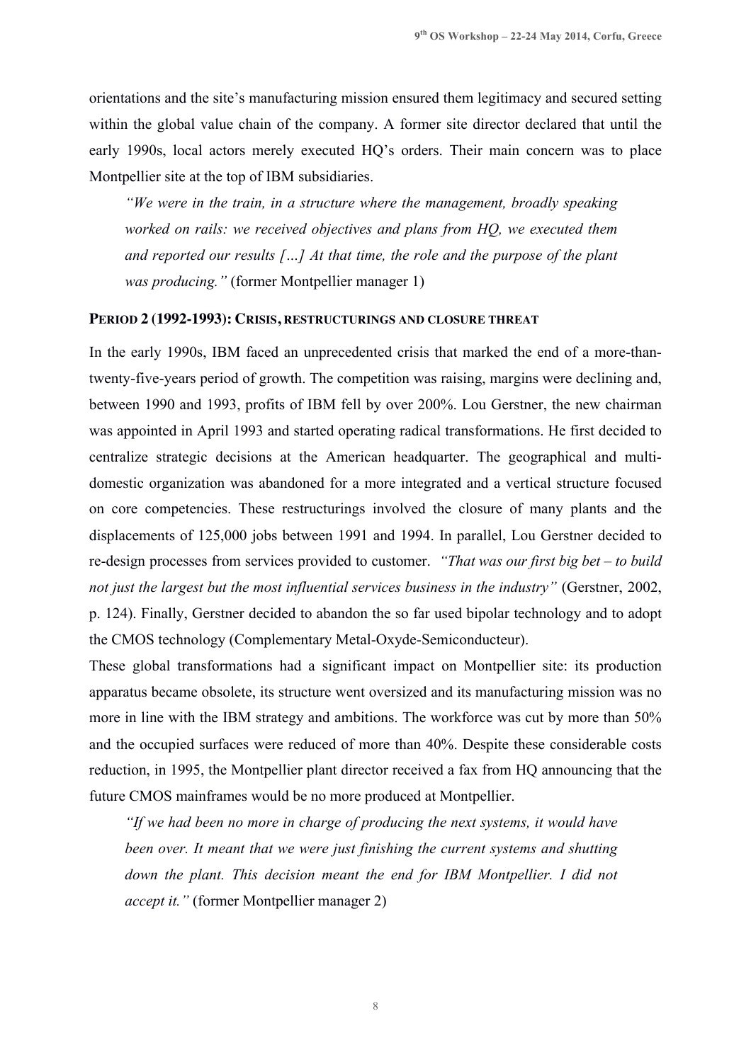orientations and the site's manufacturing mission ensured them legitimacy and secured setting within the global value chain of the company. A former site director declared that until the early 1990s, local actors merely executed HQ's orders. Their main concern was to place Montpellier site at the top of IBM subsidiaries.

> *"We were in the train, in a structure where the management, broadly speaking worked on rails: we received objectives and plans from HQ, we executed them and reported our results […] At that time, the role and the purpose of the plant was producing."* (former Montpellier manager 1)

### PERIOD 2 (1992-1993): CRISIS, RESTRUCTURINGS AND CLOSURE THREAT

In the early 1990s, IBM faced an unprecedented crisis that marked the end of a more-than-twenty-five-years period of growth. The competition was raising, margins were declining and, between 1990 and 1993, profits of IBM fell by over 200%. Lou Gerstner, the new chairman was appointed in April 1993 and started operating radical transformations. He first decided to centralize strategic decisions at the American headquarter. The geographical and multi-domestic organization was abandoned for a more integrated and a vertical structure focused on core competencies. These restructurings involved the closure of many plants and the displacements of 125,000 jobs between 1991 and 1994. In parallel, Lou Gerstner decided to re-design processes from services provided to customer. *"That was our first big bet – to build not just the largest but the most influential services business in the industry"* (Gerstner, 2002, p. 124). Finally, Gerstner decided to abandon the so far used bipolar technology and to adopt the CMOS technology (Complementary Metal-Oxyde-Semiconducteur).

These global transformations had a significant impact on Montpellier site: its production apparatus became obsolete, its structure went oversized and its manufacturing mission was no more in line with the IBM strategy and ambitions. The workforce was cut by more than 50% and the occupied surfaces were reduced of more than 40%. Despite these considerable costs reduction, in 1995, the Montpellier plant director received a fax from HQ announcing that the future CMOS mainframes would be no more produced at Montpellier.

> *"If we had been no more in charge of producing the next systems, it would have been over. It meant that we were just finishing the current systems and shutting down the plant. This decision meant the end for IBM Montpellier. I did not accept it."* (former Montpellier manager 2)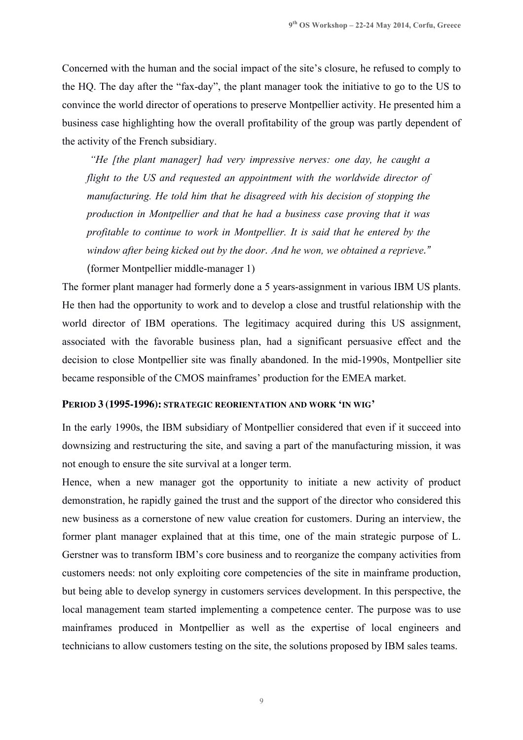Concerned with the human and the social impact of the site's closure, he refused to comply to the HQ. The day after the "fax-day", the plant manager took the initiative to go to the US to convince the world director of operations to preserve Montpellier activity. He presented him a business case highlighting how the overall profitability of the group was partly dependent of the activity of the French subsidiary.

> *"He [the plant manager] had very impressive nerves: one day, he caught a flight to the US and requested an appointment with the worldwide director of manufacturing. He told him that he disagreed with his decision of stopping the production in Montpellier and that he had a business case proving that it was profitable to continue to work in Montpellier. It is said that he entered by the window after being kicked out by the door. And he won, we obtained a reprieve."* (former Montpellier middle-manager 1)

The former plant manager had formerly done a 5 years-assignment in various IBM US plants. He then had the opportunity to work and to develop a close and trustful relationship with the world director of IBM operations. The legitimacy acquired during this US assignment, associated with the favorable business plan, had a significant persuasive effect and the decision to close Montpellier site was finally abandoned. In the mid-1990s, Montpellier site became responsible of the CMOS mainframes' production for the EMEA market.

### PERIOD 3 (1995-1996): STRATEGIC REORIENTATION AND WORK 'IN WIG'

In the early 1990s, the IBM subsidiary of Montpellier considered that even if it succeed into downsizing and restructuring the site, and saving a part of the manufacturing mission, it was not enough to ensure the site survival at a longer term.

Hence, when a new manager got the opportunity to initiate a new activity of product demonstration, he rapidly gained the trust and the support of the director who considered this new business as a cornerstone of new value creation for customers. During an interview, the former plant manager explained that at this time, one of the main strategic purpose of L. Gerstner was to transform IBM's core business and to reorganize the company activities from customers needs: not only exploiting core competencies of the site in mainframe production, but being able to develop synergy in customers services development. In this perspective, the local management team started implementing a competence center. The purpose was to use mainframes produced in Montpellier as well as the expertise of local engineers and technicians to allow customers testing on the site, the solutions proposed by IBM sales teams.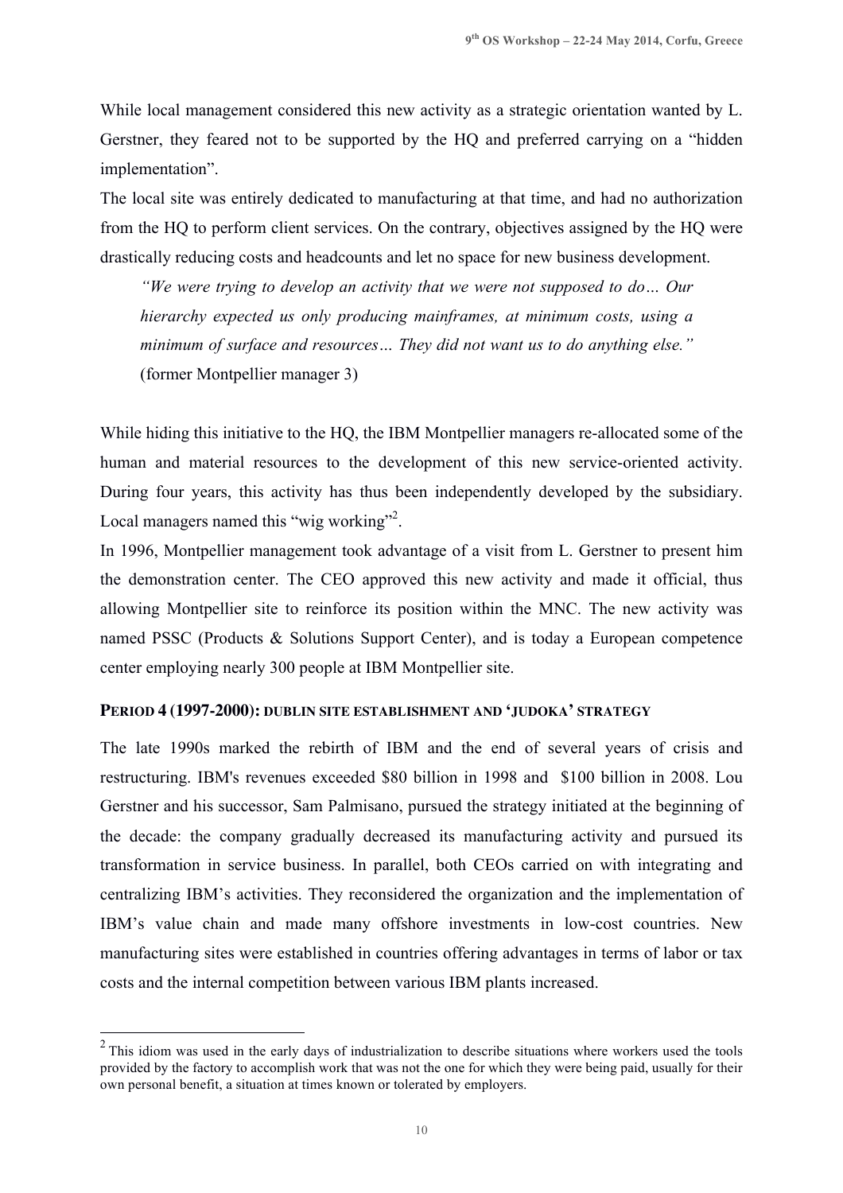While local management considered this new activity as a strategic orientation wanted by L. Gerstner, they feared not to be supported by the HQ and preferred carrying on a "hidden implementation".

The local site was entirely dedicated to manufacturing at that time, and had no authorization from the HQ to perform client services. On the contrary, objectives assigned by the HQ were drastically reducing costs and headcounts and let no space for new business development.

> *"We were trying to develop an activity that we were not supposed to do… Our hierarchy expected us only producing mainframes, at minimum costs, using a minimum of surface and resources… They did not want us to do anything else."* (former Montpellier manager 3)

While hiding this initiative to the HQ, the IBM Montpellier managers re-allocated some of the human and material resources to the development of this new service-oriented activity. During four years, this activity has thus been independently developed by the subsidiary. Local managers named this "wig working"[2].

In 1996, Montpellier management took advantage of a visit from L. Gerstner to present him the demonstration center. The CEO approved this new activity and made it official, thus allowing Montpellier site to reinforce its position within the MNC. The new activity was named PSSC (Products & Solutions Support Center), and is today a European competence center employing nearly 300 people at IBM Montpellier site.

### PERIOD 4 (1997-2000): DUBLIN SITE ESTABLISHMENT AND 'JUDOKA' STRATEGY

The late 1990s marked the rebirth of IBM and the end of several years of crisis and restructuring. IBM's revenues exceeded \$80 billion in 1998 and \$100 billion in 2008. Lou Gerstner and his successor, Sam Palmisano, pursued the strategy initiated at the beginning of the decade: the company gradually decreased its manufacturing activity and pursued its transformation in service business. In parallel, both CEOs carried on with integrating and centralizing IBM's activities. They reconsidered the organization and the implementation of IBM's value chain and made many offshore investments in low-cost countries. New manufacturing sites were established in countries offering advantages in terms of labor or tax costs and the internal competition between various IBM plants increased.

---

[2] This idiom was used in the early days of industrialization to describe situations where workers used the tools provided by the factory to accomplish work that was not the one for which they were being paid, usually for their own personal benefit, a situation at times known or tolerated by employers.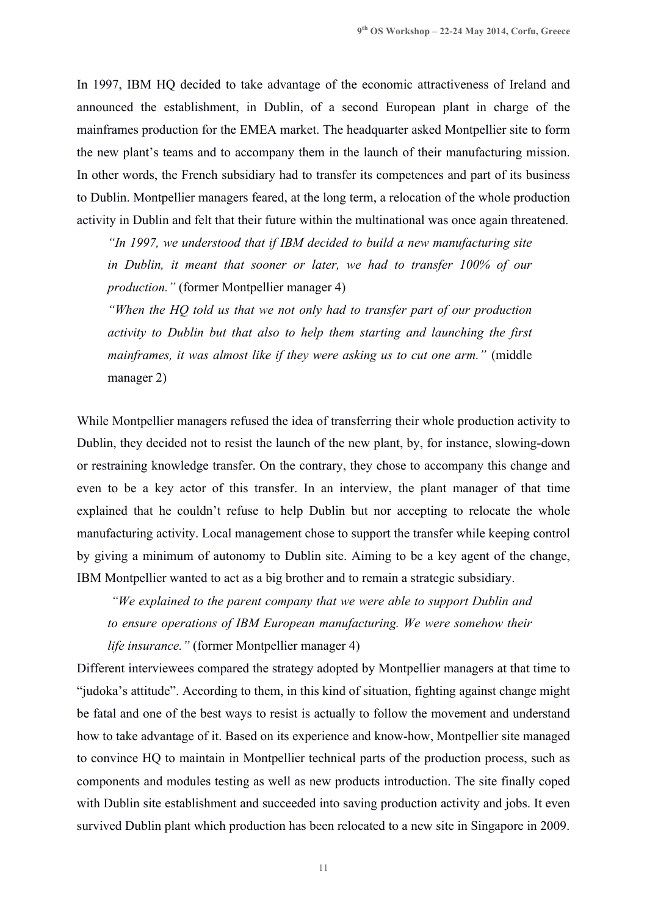In 1997, IBM HQ decided to take advantage of the economic attractiveness of Ireland and announced the establishment, in Dublin, of a second European plant in charge of the mainframes production for the EMEA market. The headquarter asked Montpellier site to form the new plant's teams and to accompany them in the launch of their manufacturing mission. In other words, the French subsidiary had to transfer its competences and part of its business to Dublin. Montpellier managers feared, at the long term, a relocation of the whole production activity in Dublin and felt that their future within the multinational was once again threatened.

> *"In 1997, we understood that if IBM decided to build a new manufacturing site in Dublin, it meant that sooner or later, we had to transfer 100% of our production."* (former Montpellier manager 4)
>
> *"When the HQ told us that we not only had to transfer part of our production activity to Dublin but that also to help them starting and launching the first mainframes, it was almost like if they were asking us to cut one arm."* (middle manager 2)

While Montpellier managers refused the idea of transferring their whole production activity to Dublin, they decided not to resist the launch of the new plant, by, for instance, slowing-down or restraining knowledge transfer. On the contrary, they chose to accompany this change and even to be a key actor of this transfer. In an interview, the plant manager of that time explained that he couldn't refuse to help Dublin but nor accepting to relocate the whole manufacturing activity. Local management chose to support the transfer while keeping control by giving a minimum of autonomy to Dublin site. Aiming to be a key agent of the change, IBM Montpellier wanted to act as a big brother and to remain a strategic subsidiary.

> *"We explained to the parent company that we were able to support Dublin and to ensure operations of IBM European manufacturing. We were somehow their life insurance."* (former Montpellier manager 4)

Different interviewees compared the strategy adopted by Montpellier managers at that time to "judoka's attitude". According to them, in this kind of situation, fighting against change might be fatal and one of the best ways to resist is actually to follow the movement and understand how to take advantage of it. Based on its experience and know-how, Montpellier site managed to convince HQ to maintain in Montpellier technical parts of the production process, such as components and modules testing as well as new products introduction. The site finally coped with Dublin site establishment and succeeded into saving production activity and jobs. It even survived Dublin plant which production has been relocated to a new site in Singapore in 2009.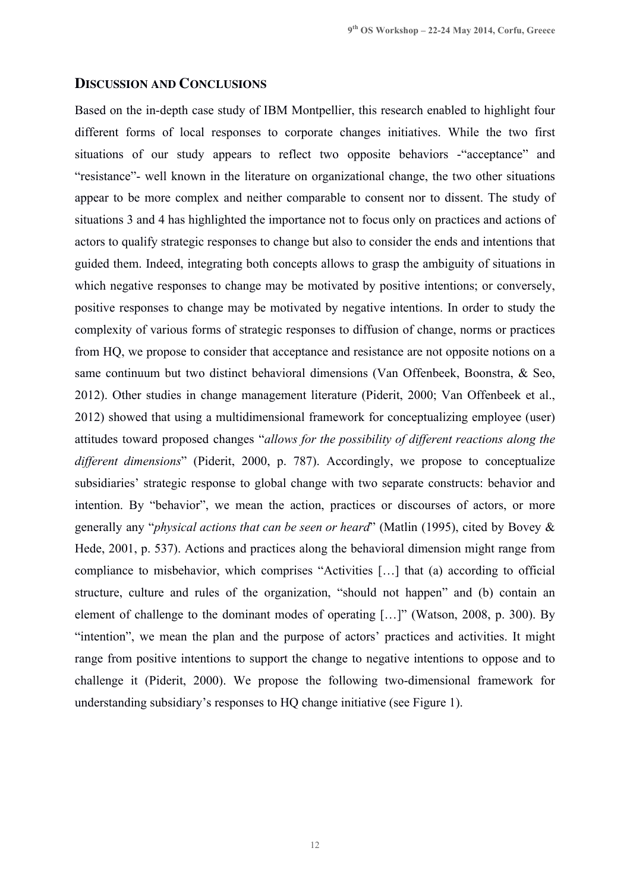## Discussion and Conclusions

Based on the in-depth case study of IBM Montpellier, this research enabled to highlight four different forms of local responses to corporate changes initiatives. While the two first situations of our study appears to reflect two opposite behaviors -"acceptance" and "resistance"- well known in the literature on organizational change, the two other situations appear to be more complex and neither comparable to consent nor to dissent. The study of situations 3 and 4 has highlighted the importance not to focus only on practices and actions of actors to qualify strategic responses to change but also to consider the ends and intentions that guided them. Indeed, integrating both concepts allows to grasp the ambiguity of situations in which negative responses to change may be motivated by positive intentions; or conversely, positive responses to change may be motivated by negative intentions. In order to study the complexity of various forms of strategic responses to diffusion of change, norms or practices from HQ, we propose to consider that acceptance and resistance are not opposite notions on a same continuum but two distinct behavioral dimensions (Van Offenbeek, Boonstra, & Seo, 2012). Other studies in change management literature (Piderit, 2000; Van Offenbeek et al., 2012) showed that using a multidimensional framework for conceptualizing employee (user) attitudes toward proposed changes "*allows for the possibility of different reactions along the different dimensions*" (Piderit, 2000, p. 787). Accordingly, we propose to conceptualize subsidiaries' strategic response to global change with two separate constructs: behavior and intention. By "behavior", we mean the action, practices or discourses of actors, or more generally any "*physical actions that can be seen or heard*" (Matlin (1995), cited by Bovey & Hede, 2001, p. 537). Actions and practices along the behavioral dimension might range from compliance to misbehavior, which comprises "Activities […] that (a) according to official structure, culture and rules of the organization, "should not happen" and (b) contain an element of challenge to the dominant modes of operating […]" (Watson, 2008, p. 300). By "intention", we mean the plan and the purpose of actors' practices and activities. It might range from positive intentions to support the change to negative intentions to oppose and to challenge it (Piderit, 2000). We propose the following two-dimensional framework for understanding subsidiary's responses to HQ change initiative (see Figure 1).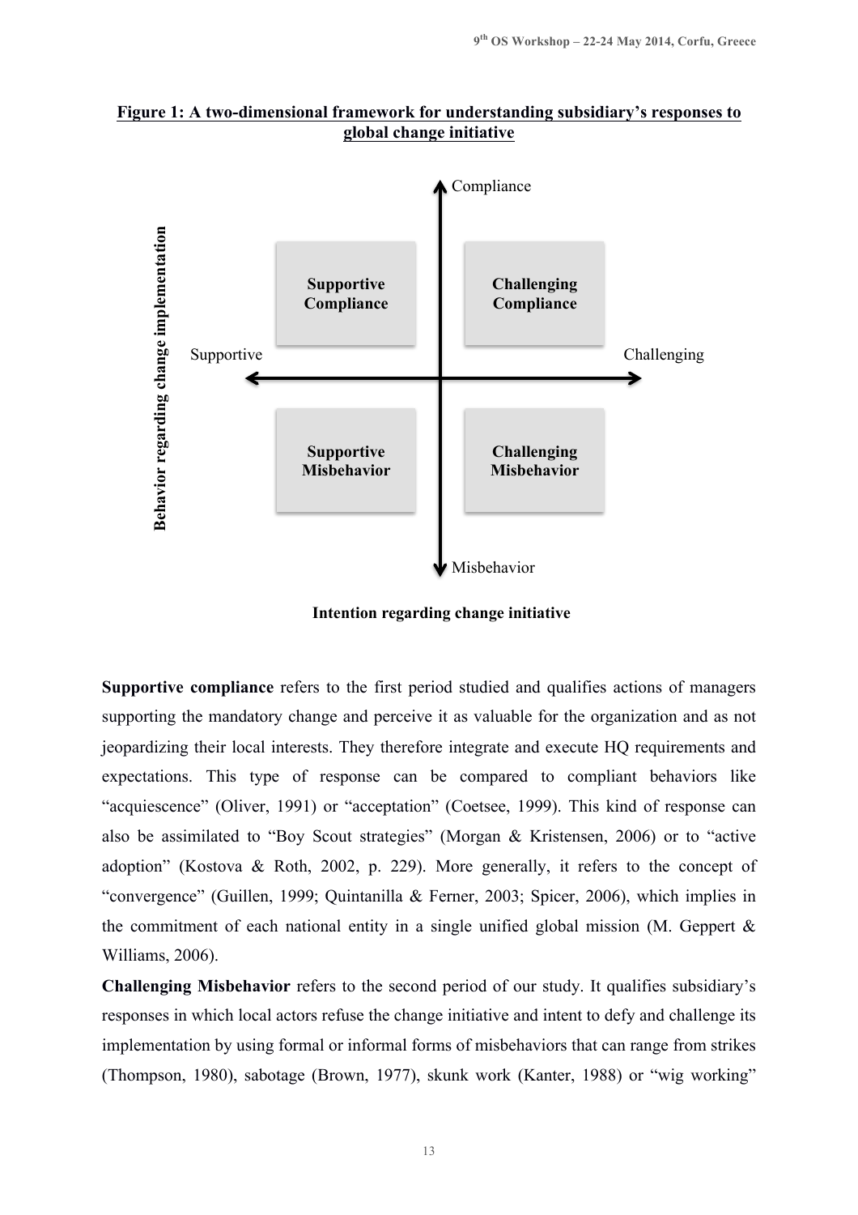**Figure 1: A two-dimensional framework for understanding subsidiary's responses to global change initiative**

| | Supportive | Challenging |
|---|---|---|
| **Compliance** | **Supportive Compliance** | **Challenging Compliance** |
| **Misbehavior** | **Supportive Misbehavior** | **Challenging Misbehavior** |

Vertical axis: Behavior regarding change implementation (Compliance – Misbehavior)

Horizontal axis: Intention regarding change initiative (Supportive – Challenging)

**Supportive compliance** refers to the first period studied and qualifies actions of managers supporting the mandatory change and perceive it as valuable for the organization and as not jeopardizing their local interests. They therefore integrate and execute HQ requirements and expectations. This type of response can be compared to compliant behaviors like "acquiescence" (Oliver, 1991) or "acceptation" (Coetsee, 1999). This kind of response can also be assimilated to "Boy Scout strategies" (Morgan & Kristensen, 2006) or to "active adoption" (Kostova & Roth, 2002, p. 229). More generally, it refers to the concept of "convergence" (Guillen, 1999; Quintanilla & Ferner, 2003; Spicer, 2006), which implies in the commitment of each national entity in a single unified global mission (M. Geppert & Williams, 2006).

**Challenging Misbehavior** refers to the second period of our study. It qualifies subsidiary's responses in which local actors refuse the change initiative and intent to defy and challenge its implementation by using formal or informal forms of misbehaviors that can range from strikes (Thompson, 1980), sabotage (Brown, 1977), skunk work (Kanter, 1988) or "wig working"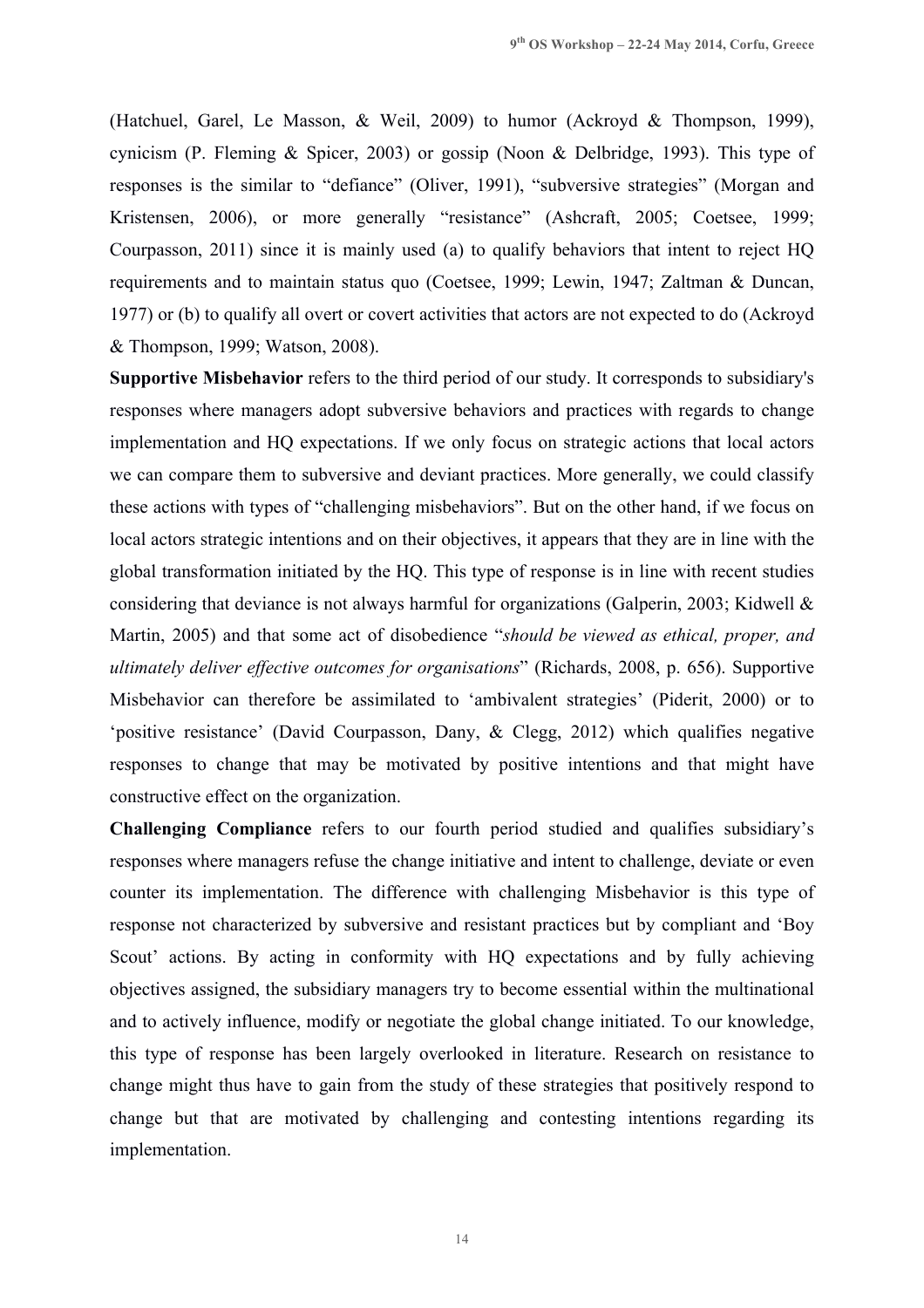(Hatchuel, Garel, Le Masson, & Weil, 2009) to humor (Ackroyd & Thompson, 1999), cynicism (P. Fleming & Spicer, 2003) or gossip (Noon & Delbridge, 1993). This type of responses is the similar to "defiance" (Oliver, 1991), "subversive strategies" (Morgan and Kristensen, 2006), or more generally "resistance" (Ashcraft, 2005; Coetsee, 1999; Courpasson, 2011) since it is mainly used (a) to qualify behaviors that intent to reject HQ requirements and to maintain status quo (Coetsee, 1999; Lewin, 1947; Zaltman & Duncan, 1977) or (b) to qualify all overt or covert activities that actors are not expected to do (Ackroyd & Thompson, 1999; Watson, 2008).

**Supportive Misbehavior** refers to the third period of our study. It corresponds to subsidiary's responses where managers adopt subversive behaviors and practices with regards to change implementation and HQ expectations. If we only focus on strategic actions that local actors we can compare them to subversive and deviant practices. More generally, we could classify these actions with types of "challenging misbehaviors". But on the other hand, if we focus on local actors strategic intentions and on their objectives, it appears that they are in line with the global transformation initiated by the HQ. This type of response is in line with recent studies considering that deviance is not always harmful for organizations (Galperin, 2003; Kidwell & Martin, 2005) and that some act of disobedience "*should be viewed as ethical, proper, and ultimately deliver effective outcomes for organisations*" (Richards, 2008, p. 656). Supportive Misbehavior can therefore be assimilated to 'ambivalent strategies' (Piderit, 2000) or to 'positive resistance' (David Courpasson, Dany, & Clegg, 2012) which qualifies negative responses to change that may be motivated by positive intentions and that might have constructive effect on the organization.

**Challenging Compliance** refers to our fourth period studied and qualifies subsidiary's responses where managers refuse the change initiative and intent to challenge, deviate or even counter its implementation. The difference with challenging Misbehavior is this type of response not characterized by subversive and resistant practices but by compliant and 'Boy Scout' actions. By acting in conformity with HQ expectations and by fully achieving objectives assigned, the subsidiary managers try to become essential within the multinational and to actively influence, modify or negotiate the global change initiated. To our knowledge, this type of response has been largely overlooked in literature. Research on resistance to change might thus have to gain from the study of these strategies that positively respond to change but that are motivated by challenging and contesting intentions regarding its implementation.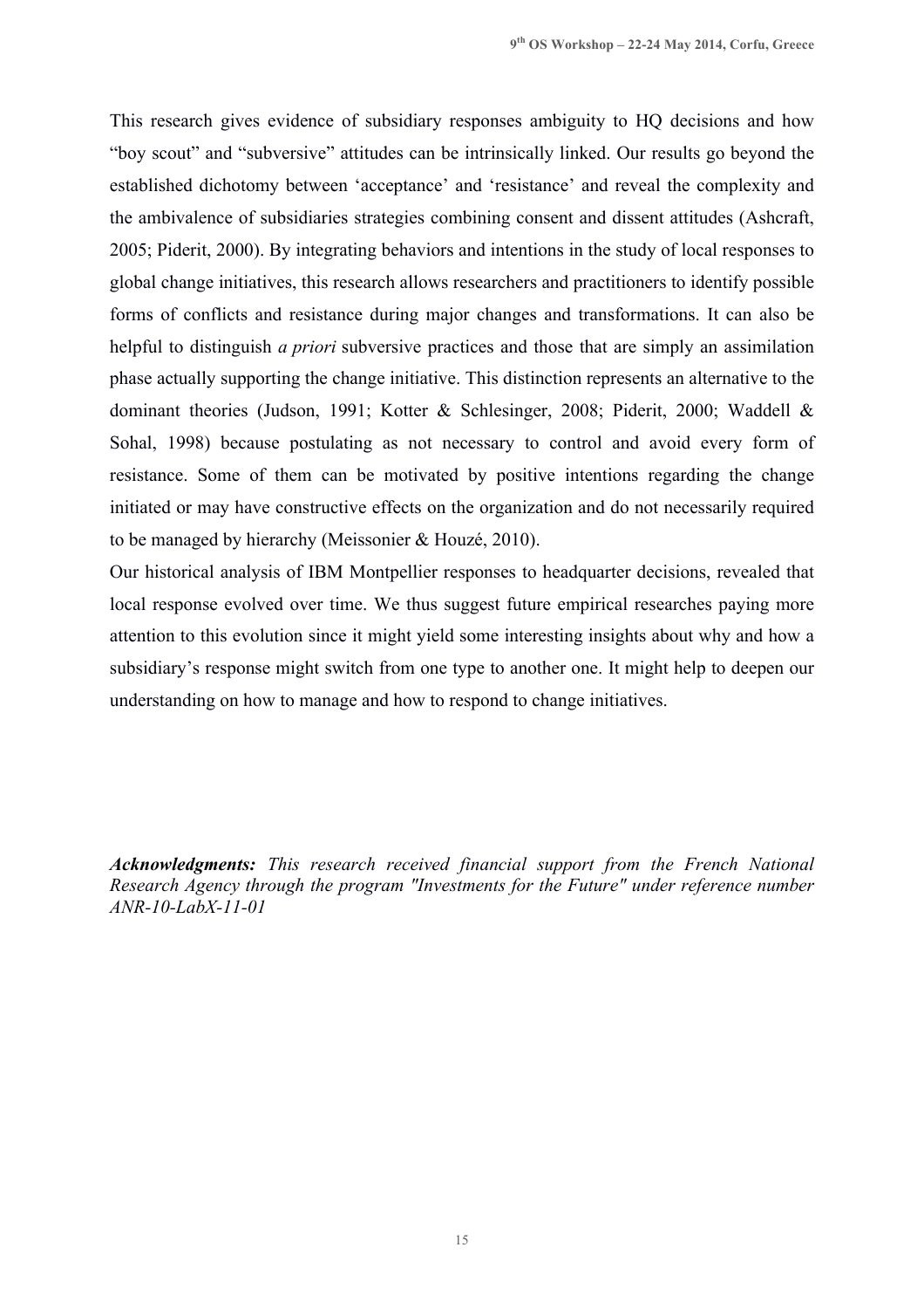This research gives evidence of subsidiary responses ambiguity to HQ decisions and how "boy scout" and "subversive" attitudes can be intrinsically linked. Our results go beyond the established dichotomy between 'acceptance' and 'resistance' and reveal the complexity and the ambivalence of subsidiaries strategies combining consent and dissent attitudes (Ashcraft, 2005; Piderit, 2000). By integrating behaviors and intentions in the study of local responses to global change initiatives, this research allows researchers and practitioners to identify possible forms of conflicts and resistance during major changes and transformations. It can also be helpful to distinguish *a priori* subversive practices and those that are simply an assimilation phase actually supporting the change initiative. This distinction represents an alternative to the dominant theories (Judson, 1991; Kotter & Schlesinger, 2008; Piderit, 2000; Waddell & Sohal, 1998) because postulating as not necessary to control and avoid every form of resistance. Some of them can be motivated by positive intentions regarding the change initiated or may have constructive effects on the organization and do not necessarily required to be managed by hierarchy (Meissonier & Houzé, 2010).

Our historical analysis of IBM Montpellier responses to headquarter decisions, revealed that local response evolved over time. We thus suggest future empirical researches paying more attention to this evolution since it might yield some interesting insights about why and how a subsidiary's response might switch from one type to another one. It might help to deepen our understanding on how to manage and how to respond to change initiatives.

***Acknowledgments:*** *This research received financial support from the French National Research Agency through the program "Investments for the Future" under reference number ANR-10-LabX-11-01*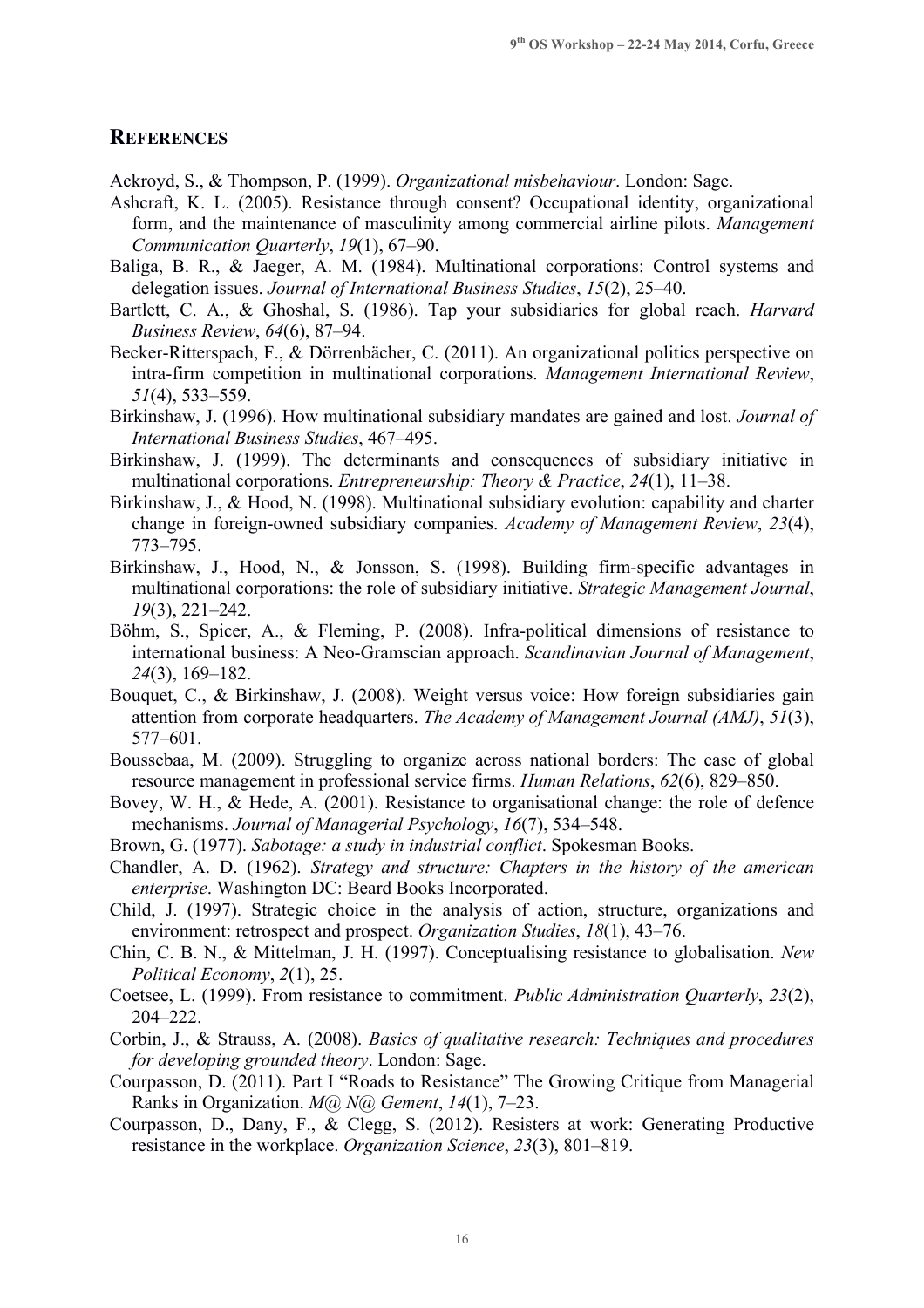## REFERENCES

Ackroyd, S., & Thompson, P. (1999). *Organizational misbehaviour*. London: Sage.

Ashcraft, K. L. (2005). Resistance through consent? Occupational identity, organizational form, and the maintenance of masculinity among commercial airline pilots. *Management Communication Quarterly*, *19*(1), 67–90.

Baliga, B. R., & Jaeger, A. M. (1984). Multinational corporations: Control systems and delegation issues. *Journal of International Business Studies*, *15*(2), 25–40.

Bartlett, C. A., & Ghoshal, S. (1986). Tap your subsidiaries for global reach. *Harvard Business Review*, *64*(6), 87–94.

Becker-Ritterspach, F., & Dörrenbächer, C. (2011). An organizational politics perspective on intra-firm competition in multinational corporations. *Management International Review*, *51*(4), 533–559.

Birkinshaw, J. (1996). How multinational subsidiary mandates are gained and lost. *Journal of International Business Studies*, 467–495.

Birkinshaw, J. (1999). The determinants and consequences of subsidiary initiative in multinational corporations. *Entrepreneurship: Theory & Practice*, *24*(1), 11–38.

Birkinshaw, J., & Hood, N. (1998). Multinational subsidiary evolution: capability and charter change in foreign-owned subsidiary companies. *Academy of Management Review*, *23*(4), 773–795.

Birkinshaw, J., Hood, N., & Jonsson, S. (1998). Building firm-specific advantages in multinational corporations: the role of subsidiary initiative. *Strategic Management Journal*, *19*(3), 221–242.

Böhm, S., Spicer, A., & Fleming, P. (2008). Infra-political dimensions of resistance to international business: A Neo-Gramscian approach. *Scandinavian Journal of Management*, *24*(3), 169–182.

Bouquet, C., & Birkinshaw, J. (2008). Weight versus voice: How foreign subsidiaries gain attention from corporate headquarters. *The Academy of Management Journal (AMJ)*, *51*(3), 577–601.

Boussebaa, M. (2009). Struggling to organize across national borders: The case of global resource management in professional service firms. *Human Relations*, *62*(6), 829–850.

Bovey, W. H., & Hede, A. (2001). Resistance to organisational change: the role of defence mechanisms. *Journal of Managerial Psychology*, *16*(7), 534–548.

Brown, G. (1977). *Sabotage: a study in industrial conflict*. Spokesman Books.

Chandler, A. D. (1962). *Strategy and structure: Chapters in the history of the american enterprise*. Washington DC: Beard Books Incorporated.

Child, J. (1997). Strategic choice in the analysis of action, structure, organizations and environment: retrospect and prospect. *Organization Studies*, *18*(1), 43–76.

Chin, C. B. N., & Mittelman, J. H. (1997). Conceptualising resistance to globalisation. *New Political Economy*, *2*(1), 25.

Coetsee, L. (1999). From resistance to commitment. *Public Administration Quarterly*, *23*(2), 204–222.

Corbin, J., & Strauss, A. (2008). *Basics of qualitative research: Techniques and procedures for developing grounded theory*. London: Sage.

Courpasson, D. (2011). Part I "Roads to Resistance" The Growing Critique from Managerial Ranks in Organization. *M@ N@ Gement*, *14*(1), 7–23.

Courpasson, D., Dany, F., & Clegg, S. (2012). Resisters at work: Generating Productive resistance in the workplace. *Organization Science*, *23*(3), 801–819.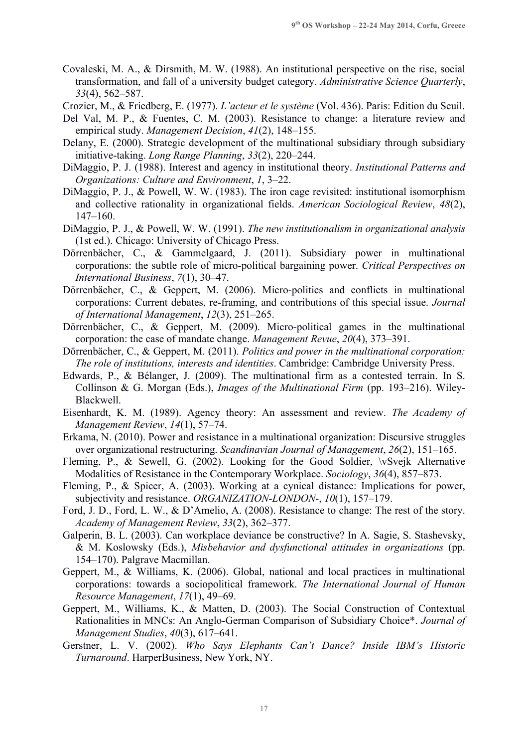Covaleski, M. A., & Dirsmith, M. W. (1988). An institutional perspective on the rise, social transformation, and fall of a university budget category. *Administrative Science Quarterly*, *33*(4), 562–587.

Crozier, M., & Friedberg, E. (1977). *L'acteur et le système* (Vol. 436). Paris: Edition du Seuil.

Del Val, M. P., & Fuentes, C. M. (2003). Resistance to change: a literature review and empirical study. *Management Decision*, *41*(2), 148–155.

Delany, E. (2000). Strategic development of the multinational subsidiary through subsidiary initiative-taking. *Long Range Planning*, *33*(2), 220–244.

DiMaggio, P. J. (1988). Interest and agency in institutional theory. *Institutional Patterns and Organizations: Culture and Environment*, *1*, 3–22.

DiMaggio, P. J., & Powell, W. W. (1983). The iron cage revisited: institutional isomorphism and collective rationality in organizational fields. *American Sociological Review*, *48*(2), 147–160.

DiMaggio, P. J., & Powell, W. W. (1991). *The new institutionalism in organizational analysis* (1st ed.). Chicago: University of Chicago Press.

Dörrenbächer, C., & Gammelgaard, J. (2011). Subsidiary power in multinational corporations: the subtle role of micro-political bargaining power. *Critical Perspectives on International Business*, *7*(1), 30–47.

Dörrenbächer, C., & Geppert, M. (2006). Micro-politics and conflicts in multinational corporations: Current debates, re-framing, and contributions of this special issue. *Journal of International Management*, *12*(3), 251–265.

Dörrenbächer, C., & Geppert, M. (2009). Micro-political games in the multinational corporation: the case of mandate change. *Management Revue*, *20*(4), 373–391.

Dörrenbächer, C., & Geppert, M. (2011). *Politics and power in the multinational corporation: The role of institutions, interests and identities*. Cambridge: Cambridge University Press.

Edwards, P., & Bélanger, J. (2009). The multinational firm as a contested terrain. In S. Collinson & G. Morgan (Eds.), *Images of the Multinational Firm* (pp. 193–216). Wiley-Blackwell.

Eisenhardt, K. M. (1989). Agency theory: An assessment and review. *The Academy of Management Review*, *14*(1), 57–74.

Erkama, N. (2010). Power and resistance in a multinational organization: Discursive struggles over organizational restructuring. *Scandinavian Journal of Management*, *26*(2), 151–165.

Fleming, P., & Sewell, G. (2002). Looking for the Good Soldier, \vSvejk Alternative Modalities of Resistance in the Contemporary Workplace. *Sociology*, *36*(4), 857–873.

Fleming, P., & Spicer, A. (2003). Working at a cynical distance: Implications for power, subjectivity and resistance. *ORGANIZATION-LONDON-*, *10*(1), 157–179.

Ford, J. D., Ford, L. W., & D'Amelio, A. (2008). Resistance to change: The rest of the story. *Academy of Management Review*, *33*(2), 362–377.

Galperin, B. L. (2003). Can workplace deviance be constructive? In A. Sagie, S. Stashevsky, & M. Koslowsky (Eds.), *Misbehavior and dysfunctional attitudes in organizations* (pp. 154–170). Palgrave Macmillan.

Geppert, M., & Williams, K. (2006). Global, national and local practices in multinational corporations: towards a sociopolitical framework. *The International Journal of Human Resource Management*, *17*(1), 49–69.

Geppert, M., Williams, K., & Matten, D. (2003). The Social Construction of Contextual Rationalities in MNCs: An Anglo-German Comparison of Subsidiary Choice*. *Journal of Management Studies*, *40*(3), 617–641.

Gerstner, L. V. (2002). *Who Says Elephants Can't Dance? Inside IBM's Historic Turnaround*. HarperBusiness, New York, NY.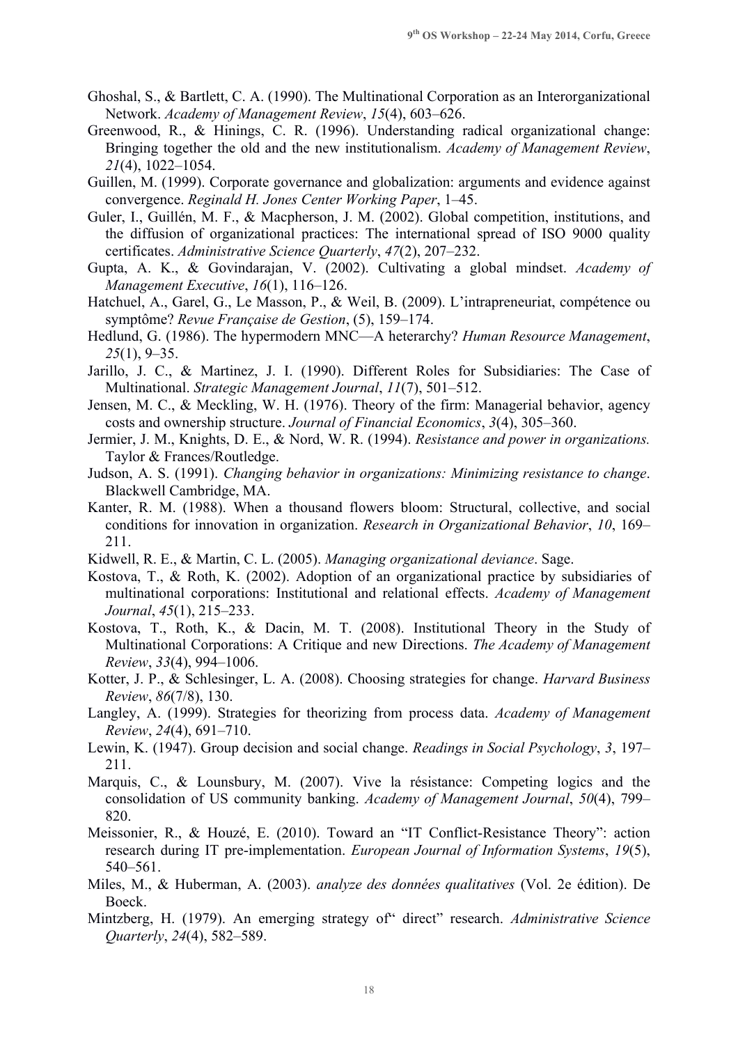Ghoshal, S., & Bartlett, C. A. (1990). The Multinational Corporation as an Interorganizational Network. *Academy of Management Review*, *15*(4), 603–626.

Greenwood, R., & Hinings, C. R. (1996). Understanding radical organizational change: Bringing together the old and the new institutionalism. *Academy of Management Review*, *21*(4), 1022–1054.

Guillen, M. (1999). Corporate governance and globalization: arguments and evidence against convergence. *Reginald H. Jones Center Working Paper*, 1–45.

Guler, I., Guillén, M. F., & Macpherson, J. M. (2002). Global competition, institutions, and the diffusion of organizational practices: The international spread of ISO 9000 quality certificates. *Administrative Science Quarterly*, *47*(2), 207–232.

Gupta, A. K., & Govindarajan, V. (2002). Cultivating a global mindset. *Academy of Management Executive*, *16*(1), 116–126.

Hatchuel, A., Garel, G., Le Masson, P., & Weil, B. (2009). L'intrapreneuriat, compétence ou symptôme? *Revue Française de Gestion*, (5), 159–174.

Hedlund, G. (1986). The hypermodern MNC—A heterarchy? *Human Resource Management*, *25*(1), 9–35.

Jarillo, J. C., & Martinez, J. I. (1990). Different Roles for Subsidiaries: The Case of Multinational. *Strategic Management Journal*, *11*(7), 501–512.

Jensen, M. C., & Meckling, W. H. (1976). Theory of the firm: Managerial behavior, agency costs and ownership structure. *Journal of Financial Economics*, *3*(4), 305–360.

Jermier, J. M., Knights, D. E., & Nord, W. R. (1994). *Resistance and power in organizations.* Taylor & Frances/Routledge.

Judson, A. S. (1991). *Changing behavior in organizations: Minimizing resistance to change*. Blackwell Cambridge, MA.

Kanter, R. M. (1988). When a thousand flowers bloom: Structural, collective, and social conditions for innovation in organization. *Research in Organizational Behavior*, *10*, 169–211.

Kidwell, R. E., & Martin, C. L. (2005). *Managing organizational deviance*. Sage.

Kostova, T., & Roth, K. (2002). Adoption of an organizational practice by subsidiaries of multinational corporations: Institutional and relational effects. *Academy of Management Journal*, *45*(1), 215–233.

Kostova, T., Roth, K., & Dacin, M. T. (2008). Institutional Theory in the Study of Multinational Corporations: A Critique and new Directions. *The Academy of Management Review*, *33*(4), 994–1006.

Kotter, J. P., & Schlesinger, L. A. (2008). Choosing strategies for change. *Harvard Business Review*, *86*(7/8), 130.

Langley, A. (1999). Strategies for theorizing from process data. *Academy of Management Review*, *24*(4), 691–710.

Lewin, K. (1947). Group decision and social change. *Readings in Social Psychology*, *3*, 197–211.

Marquis, C., & Lounsbury, M. (2007). Vive la résistance: Competing logics and the consolidation of US community banking. *Academy of Management Journal*, *50*(4), 799–820.

Meissonier, R., & Houzé, E. (2010). Toward an "IT Conflict-Resistance Theory": action research during IT pre-implementation. *European Journal of Information Systems*, *19*(5), 540–561.

Miles, M., & Huberman, A. (2003). *analyze des données qualitatives* (Vol. 2e édition). De Boeck.

Mintzberg, H. (1979). An emerging strategy of" direct" research. *Administrative Science Quarterly*, *24*(4), 582–589.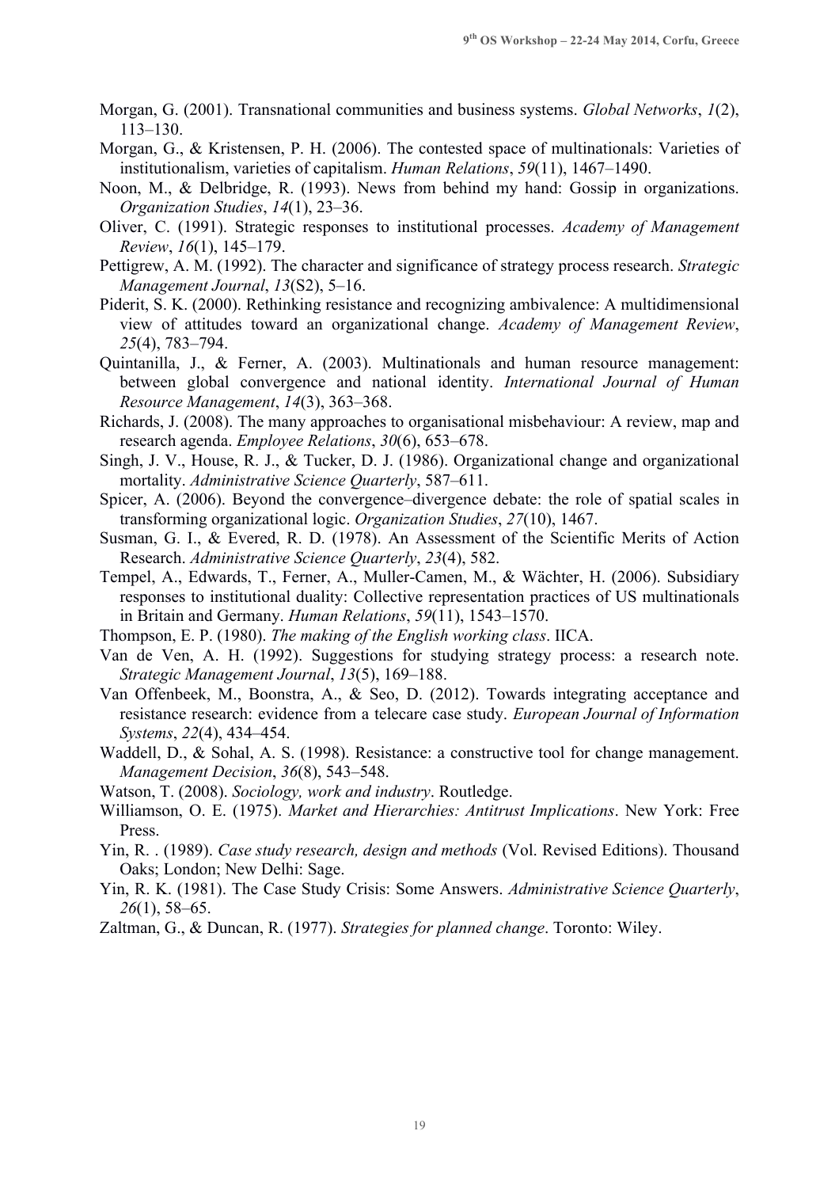Morgan, G. (2001). Transnational communities and business systems. *Global Networks*, *1*(2), 113–130.

Morgan, G., & Kristensen, P. H. (2006). The contested space of multinationals: Varieties of institutionalism, varieties of capitalism. *Human Relations*, *59*(11), 1467–1490.

Noon, M., & Delbridge, R. (1993). News from behind my hand: Gossip in organizations. *Organization Studies*, *14*(1), 23–36.

Oliver, C. (1991). Strategic responses to institutional processes. *Academy of Management Review*, *16*(1), 145–179.

Pettigrew, A. M. (1992). The character and significance of strategy process research. *Strategic Management Journal*, *13*(S2), 5–16.

Piderit, S. K. (2000). Rethinking resistance and recognizing ambivalence: A multidimensional view of attitudes toward an organizational change. *Academy of Management Review*, *25*(4), 783–794.

Quintanilla, J., & Ferner, A. (2003). Multinationals and human resource management: between global convergence and national identity. *International Journal of Human Resource Management*, *14*(3), 363–368.

Richards, J. (2008). The many approaches to organisational misbehaviour: A review, map and research agenda. *Employee Relations*, *30*(6), 653–678.

Singh, J. V., House, R. J., & Tucker, D. J. (1986). Organizational change and organizational mortality. *Administrative Science Quarterly*, 587–611.

Spicer, A. (2006). Beyond the convergence–divergence debate: the role of spatial scales in transforming organizational logic. *Organization Studies*, *27*(10), 1467.

Susman, G. I., & Evered, R. D. (1978). An Assessment of the Scientific Merits of Action Research. *Administrative Science Quarterly*, *23*(4), 582.

Tempel, A., Edwards, T., Ferner, A., Muller-Camen, M., & Wächter, H. (2006). Subsidiary responses to institutional duality: Collective representation practices of US multinationals in Britain and Germany. *Human Relations*, *59*(11), 1543–1570.

Thompson, E. P. (1980). *The making of the English working class*. IICA.

Van de Ven, A. H. (1992). Suggestions for studying strategy process: a research note. *Strategic Management Journal*, *13*(5), 169–188.

Van Offenbeek, M., Boonstra, A., & Seo, D. (2012). Towards integrating acceptance and resistance research: evidence from a telecare case study. *European Journal of Information Systems*, *22*(4), 434–454.

Waddell, D., & Sohal, A. S. (1998). Resistance: a constructive tool for change management. *Management Decision*, *36*(8), 543–548.

Watson, T. (2008). *Sociology, work and industry*. Routledge.

Williamson, O. E. (1975). *Market and Hierarchies: Antitrust Implications*. New York: Free Press.

Yin, R. . (1989). *Case study research, design and methods* (Vol. Revised Editions). Thousand Oaks; London; New Delhi: Sage.

Yin, R. K. (1981). The Case Study Crisis: Some Answers. *Administrative Science Quarterly*, *26*(1), 58–65.

Zaltman, G., & Duncan, R. (1977). *Strategies for planned change*. Toronto: Wiley.